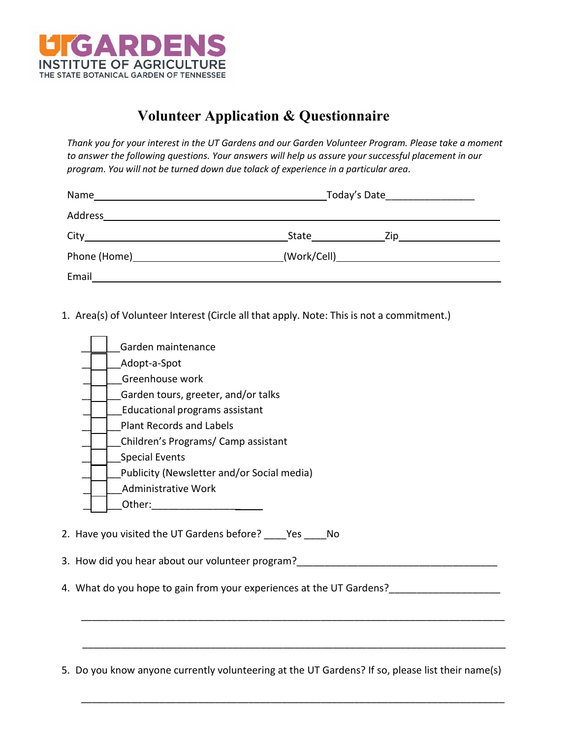UTGARDENS
INSTITUTE OF AGRICULTURE
THE STATE BOTANICAL GARDEN OF TENNESSEE

# Volunteer Application & Questionnaire

*Thank you for your interest in the UT Gardens and our Garden Volunteer Program. Please take a moment to answer the following questions. Your answers will help us assure your successful placement in our program. You will not be turned down due tolack of experience in a particular area.*

Name____________________________________________Today's Date________________

Address__________________________________________________________________________

City______________________________________State_____________Zip________________

Phone (Home)___________________________(Work/Cell)______________________________

Email____________________________________________________________________________

1. Area(s) of Volunteer Interest (Circle all that apply. Note: This is not a commitment.)

   - ☐ Garden maintenance
   - ☐ Adopt-a-Spot
   - ☐ Greenhouse work
   - ☐ Garden tours, greeter, and/or talks
   - ☐ Educational programs assistant
   - ☐ Plant Records and Labels
   - ☐ Children's Programs/ Camp assistant
   - ☐ Special Events
   - ☐ Publicity (Newsletter and/or Social media)
   - ☐ Administrative Work
   - ☐ Other:_____________________

2. Have you visited the UT Gardens before? ____Yes ____No

3. How did you hear about our volunteer program?_____________________________________

4. What do you hope to gain from your experiences at the UT Gardens?____________________

   ______________________________________________________________________________

   ______________________________________________________________________________

5. Do you know anyone currently volunteering at the UT Gardens? If so, please list their name(s)

   ______________________________________________________________________________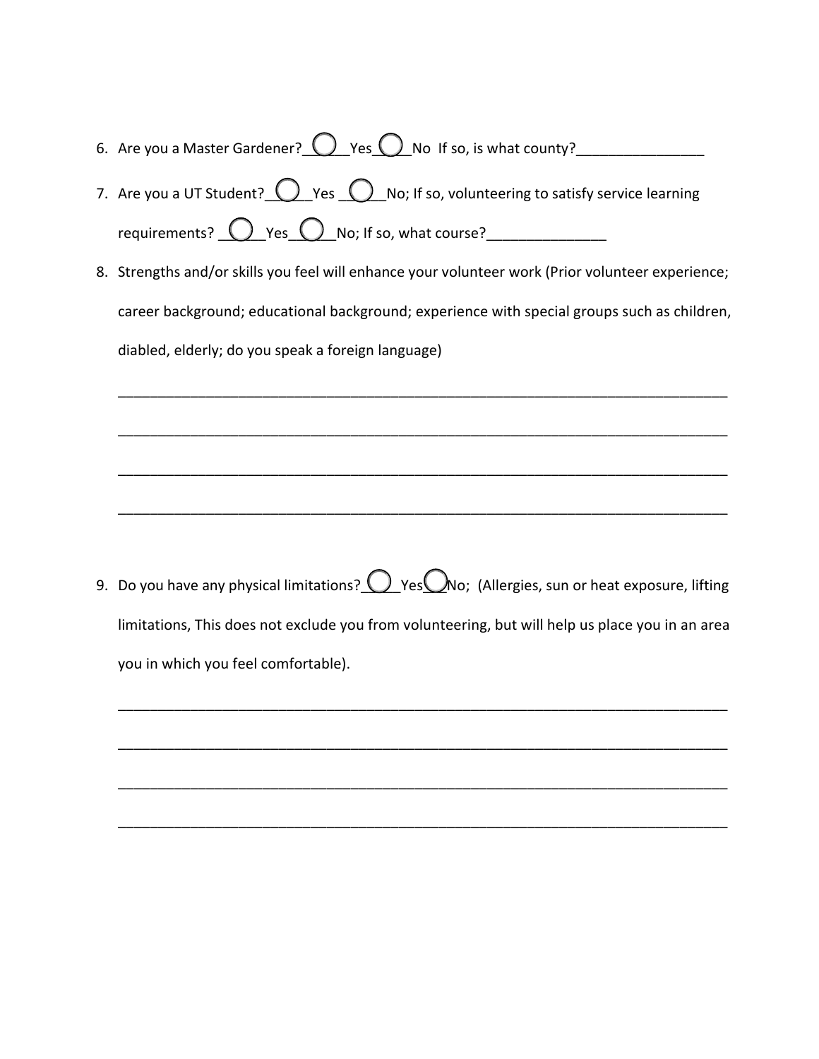6. Are you a Master Gardener?\_\_◯\_\_Yes\_\_◯\_\_No If so, is what county?\_\_\_\_\_\_\_\_\_\_\_\_\_\_\_\_

7. Are you a UT Student?\_\_◯\_\_Yes \_\_◯\_\_No; If so, volunteering to satisfy service learning requirements? \_\_◯\_\_Yes\_\_◯\_\_No; If so, what course?\_\_\_\_\_\_\_\_\_\_\_\_\_\_\_

8. Strengths and/or skills you feel will enhance your volunteer work (Prior volunteer experience; career background; educational background; experience with special groups such as children, diabled, elderly; do you speak a foreign language)

\_\_\_\_\_\_\_\_\_\_\_\_\_\_\_\_\_\_\_\_\_\_\_\_\_\_\_\_\_\_\_\_\_\_\_\_\_\_\_\_\_\_\_\_\_\_\_\_\_\_\_\_\_\_\_\_\_\_\_\_\_\_\_\_\_\_\_\_\_\_\_\_\_\_

\_\_\_\_\_\_\_\_\_\_\_\_\_\_\_\_\_\_\_\_\_\_\_\_\_\_\_\_\_\_\_\_\_\_\_\_\_\_\_\_\_\_\_\_\_\_\_\_\_\_\_\_\_\_\_\_\_\_\_\_\_\_\_\_\_\_\_\_\_\_\_\_\_\_

\_\_\_\_\_\_\_\_\_\_\_\_\_\_\_\_\_\_\_\_\_\_\_\_\_\_\_\_\_\_\_\_\_\_\_\_\_\_\_\_\_\_\_\_\_\_\_\_\_\_\_\_\_\_\_\_\_\_\_\_\_\_\_\_\_\_\_\_\_\_\_\_\_\_

\_\_\_\_\_\_\_\_\_\_\_\_\_\_\_\_\_\_\_\_\_\_\_\_\_\_\_\_\_\_\_\_\_\_\_\_\_\_\_\_\_\_\_\_\_\_\_\_\_\_\_\_\_\_\_\_\_\_\_\_\_\_\_\_\_\_\_\_\_\_\_\_\_\_

9. Do you have any physical limitations?\_\_◯\_\_Yes◯No; (Allergies, sun or heat exposure, lifting limitations, This does not exclude you from volunteering, but will help us place you in an area you in which you feel comfortable).

\_\_\_\_\_\_\_\_\_\_\_\_\_\_\_\_\_\_\_\_\_\_\_\_\_\_\_\_\_\_\_\_\_\_\_\_\_\_\_\_\_\_\_\_\_\_\_\_\_\_\_\_\_\_\_\_\_\_\_\_\_\_\_\_\_\_\_\_\_\_\_\_\_\_

\_\_\_\_\_\_\_\_\_\_\_\_\_\_\_\_\_\_\_\_\_\_\_\_\_\_\_\_\_\_\_\_\_\_\_\_\_\_\_\_\_\_\_\_\_\_\_\_\_\_\_\_\_\_\_\_\_\_\_\_\_\_\_\_\_\_\_\_\_\_\_\_\_\_

\_\_\_\_\_\_\_\_\_\_\_\_\_\_\_\_\_\_\_\_\_\_\_\_\_\_\_\_\_\_\_\_\_\_\_\_\_\_\_\_\_\_\_\_\_\_\_\_\_\_\_\_\_\_\_\_\_\_\_\_\_\_\_\_\_\_\_\_\_\_\_\_\_\_

\_\_\_\_\_\_\_\_\_\_\_\_\_\_\_\_\_\_\_\_\_\_\_\_\_\_\_\_\_\_\_\_\_\_\_\_\_\_\_\_\_\_\_\_\_\_\_\_\_\_\_\_\_\_\_\_\_\_\_\_\_\_\_\_\_\_\_\_\_\_\_\_\_\_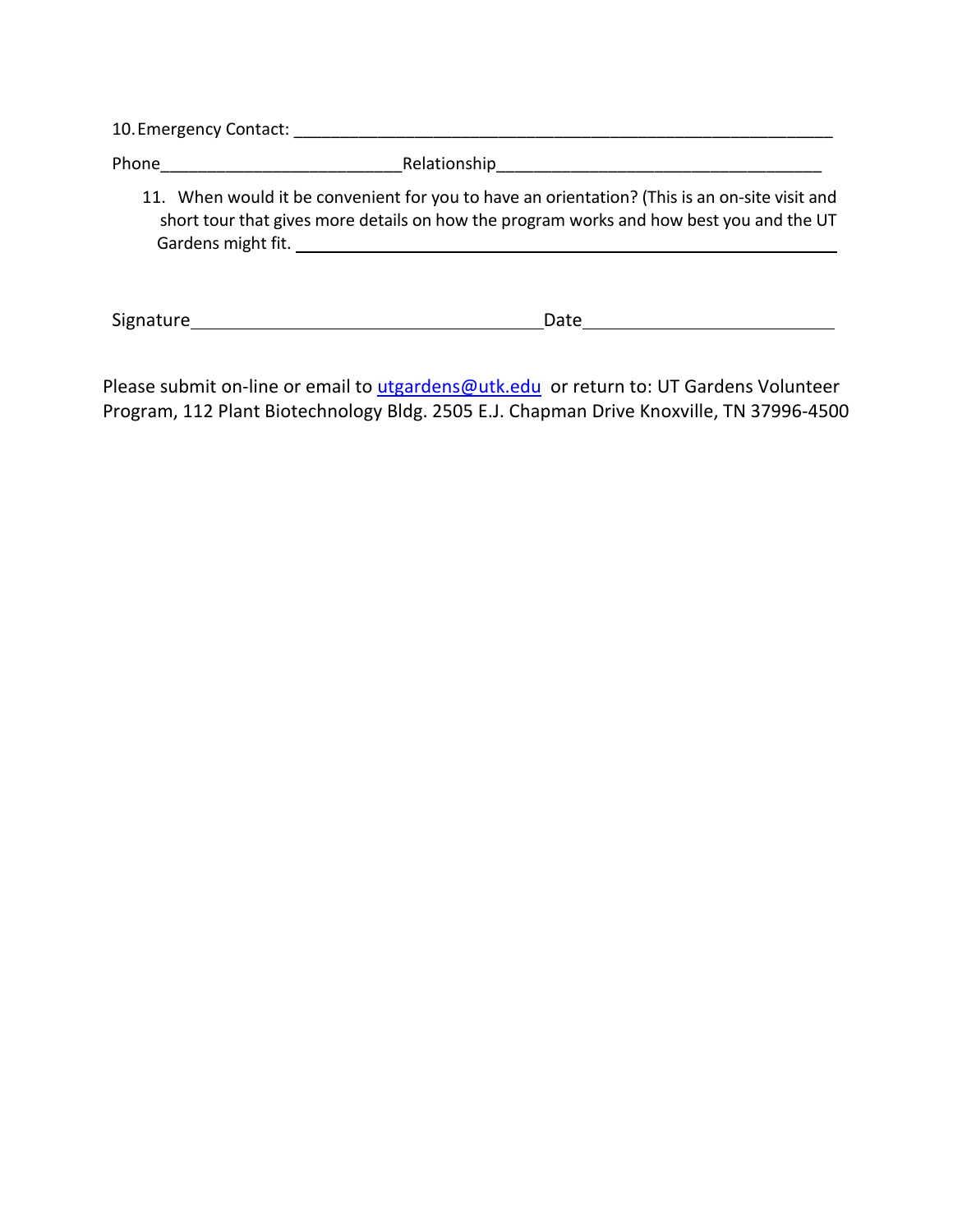10. Emergency Contact: _______________________________________________________________

Phone__________________________Relationship___________________________________

11. When would it be convenient for you to have an orientation? (This is an on-site visit and short tour that gives more details on how the program works and how best you and the UT Gardens might fit. ______________________________________________________

Signature______________________________________Date___________________________

Please submit on-line or email to utgardens@utk.edu or return to: UT Gardens Volunteer Program, 112 Plant Biotechnology Bldg. 2505 E.J. Chapman Drive Knoxville, TN 37996-4500